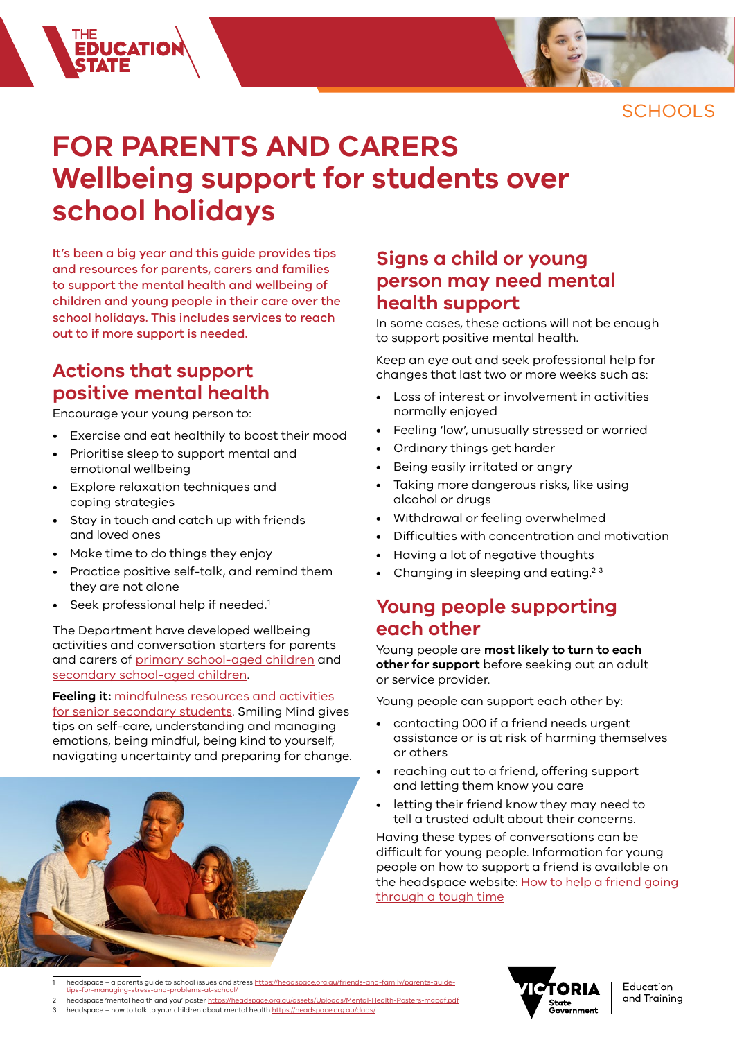SCHOOLS

# FOR PARENTS AND CARERS Wellbeing support for students over school holidays

It's been a big year and this guide provides tips and resources for parents, carers and families to support the mental health and wellbeing of children and young people in their care over the school holidays. This includes services to reach out to if more support is needed.

## Actions that support positive mental health

Encourage your young person to:

- Exercise and eat healthily to boost their mood
- Prioritise sleep to support mental and emotional wellbeing
- Explore relaxation techniques and coping strategies
- Stay in touch and catch up with friends and loved ones
- Make time to do things they enjoy
- Practice positive self-talk, and remind them they are not alone
- Seek professional help if needed.[1]

The Department have developed wellbeing activities and conversation starters for parents and carers of primary school-aged children and secondary school-aged children.

**Feeling it:** mindfulness resources and activities for senior secondary students. Smiling Mind gives tips on self-care, understanding and managing emotions, being mindful, being kind to yourself, navigating uncertainty and preparing for change.

## Signs a child or young person may need mental health support

In some cases, these actions will not be enough to support positive mental health.

Keep an eye out and seek professional help for changes that last two or more weeks such as:

- Loss of interest or involvement in activities normally enjoyed
- Feeling 'low', unusually stressed or worried
- Ordinary things get harder
- Being easily irritated or angry
- Taking more dangerous risks, like using alcohol or drugs
- Withdrawal or feeling overwhelmed
- Difficulties with concentration and motivation
- Having a lot of negative thoughts
- Changing in sleeping and eating.[2 3]

## Young people supporting each other

Young people are **most likely to turn to each other for support** before seeking out an adult or service provider.

Young people can support each other by:

- contacting 000 if a friend needs urgent assistance or is at risk of harming themselves or others
- reaching out to a friend, offering support and letting them know you care
- letting their friend know they may need to tell a trusted adult about their concerns.

Having these types of conversations can be difficult for young people. Information for young people on how to support a friend is available on the headspace website: How to help a friend going through a tough time

---

1 headspace – a parents guide to school issues and stress https://headspace.org.au/friends-and-family/parents-guide-tips-for-managing-stress-and-problems-at-school/

2 headspace 'mental health and you' poster https://headspace.org.au/assets/Uploads/Mental-Health-Posters-mgpdf.pdf

3 headspace – how to talk to your children about mental health https://headspace.org.au/dads/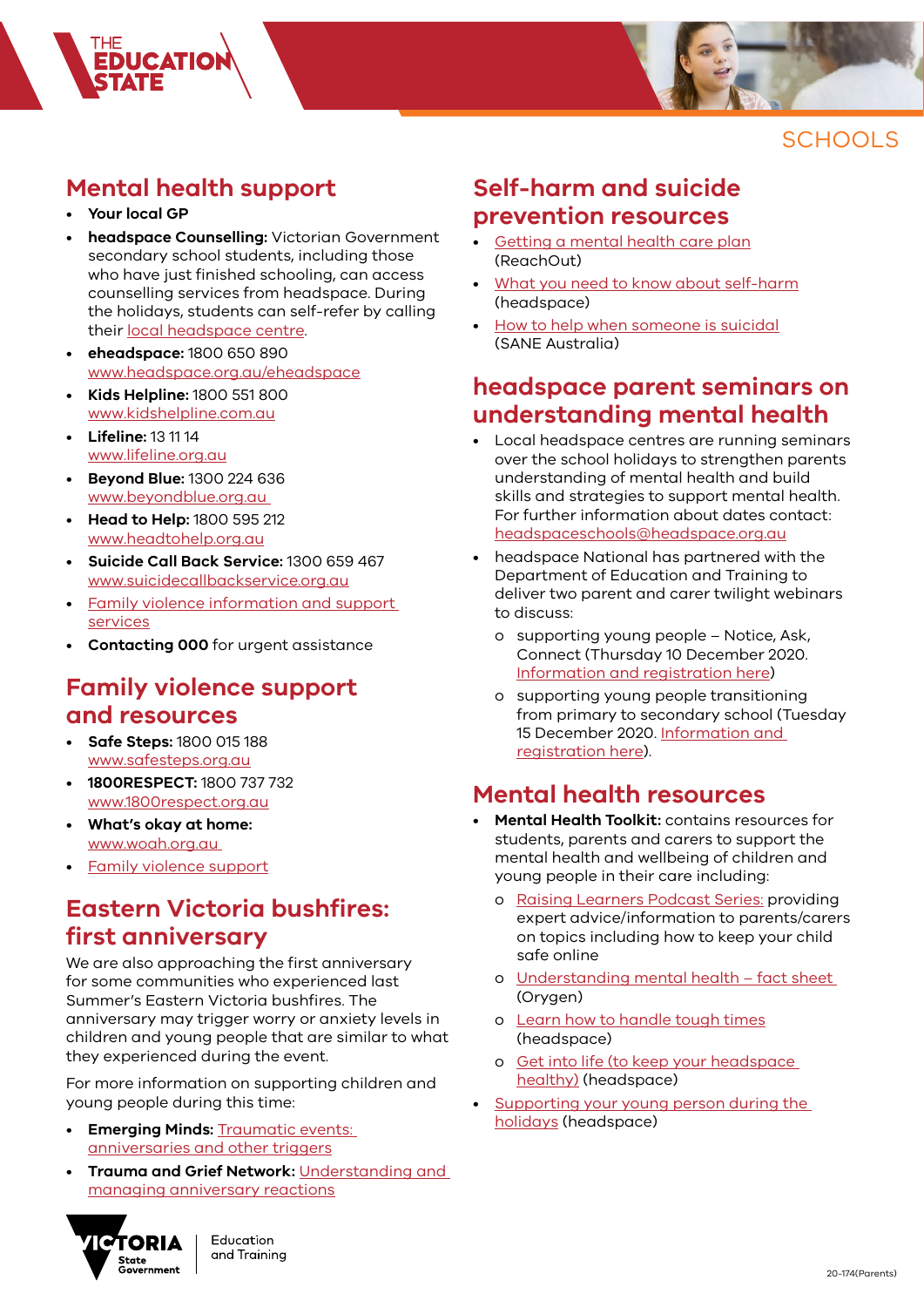## Mental health support

- **Your local GP**
- **headspace Counselling:** Victorian Government secondary school students, including those who have just finished schooling, can access counselling services from headspace. During the holidays, students can self-refer by calling their local headspace centre.
- **eheadspace:** 1800 650 890 www.headspace.org.au/eheadspace
- **Kids Helpline:** 1800 551 800 www.kidshelpline.com.au
- **Lifeline:** 13 11 14 www.lifeline.org.au
- **Beyond Blue:** 1300 224 636 www.beyondblue.org.au
- **Head to Help:** 1800 595 212 www.headtohelp.org.au
- **Suicide Call Back Service:** 1300 659 467 www.suicidecallbackservice.org.au
- Family violence information and support services
- **Contacting 000** for urgent assistance

## Family violence support and resources

- **Safe Steps:** 1800 015 188 www.safesteps.org.au
- **1800RESPECT:** 1800 737 732 www.1800respect.org.au
- **What's okay at home:** www.woah.org.au
- Family violence support

## Eastern Victoria bushfires: first anniversary

We are also approaching the first anniversary for some communities who experienced last Summer's Eastern Victoria bushfires. The anniversary may trigger worry or anxiety levels in children and young people that are similar to what they experienced during the event.

For more information on supporting children and young people during this time:

- **Emerging Minds:** Traumatic events: anniversaries and other triggers
- **Trauma and Grief Network:** Understanding and managing anniversary reactions

## Self-harm and suicide prevention resources

- Getting a mental health care plan (ReachOut)
- What you need to know about self-harm (headspace)
- How to help when someone is suicidal (SANE Australia)

## headspace parent seminars on understanding mental health

- Local headspace centres are running seminars over the school holidays to strengthen parents understanding of mental health and build skills and strategies to support mental health. For further information about dates contact: headspaceschools@headspace.org.au
- headspace National has partnered with the Department of Education and Training to deliver two parent and carer twilight webinars to discuss:
  - supporting young people – Notice, Ask, Connect (Thursday 10 December 2020. Information and registration here)
  - supporting young people transitioning from primary to secondary school (Tuesday 15 December 2020. Information and registration here).

## Mental health resources

- **Mental Health Toolkit:** contains resources for students, parents and carers to support the mental health and wellbeing of children and young people in their care including:
  - Raising Learners Podcast Series: providing expert advice/information to parents/carers on topics including how to keep your child safe online
  - Understanding mental health – fact sheet (Orygen)
  - Learn how to handle tough times (headspace)
  - Get into life (to keep your headspace healthy) (headspace)
- Supporting your young person during the holidays (headspace)

20-174(Parents)